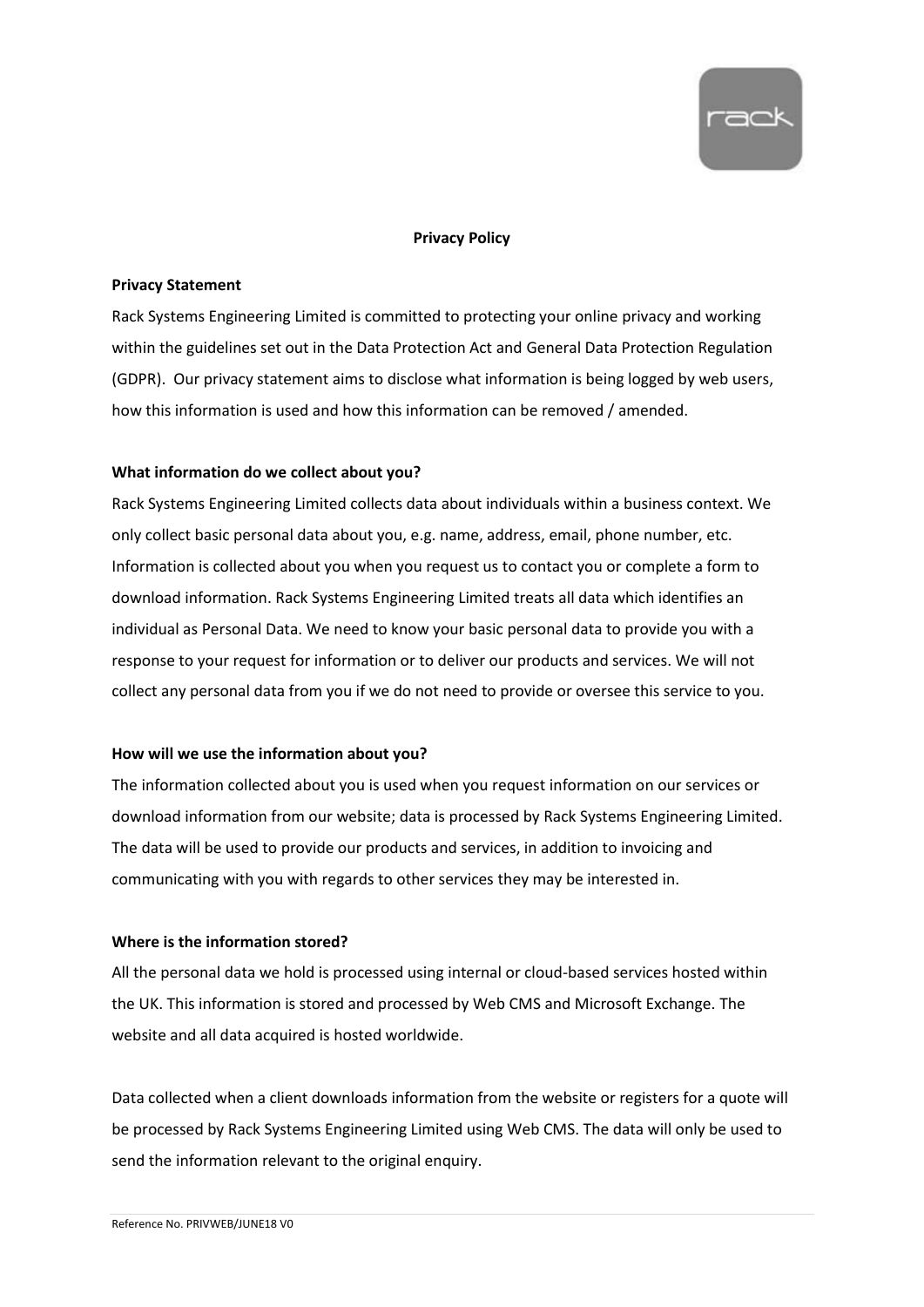# Privacy Policy

## Privacy Statement

Rack Systems Engineering Limited is committed to protecting your online privacy and working within the guidelines set out in the Data Protection Act and General Data Protection Regulation (GDPR). Our privacy statement aims to disclose what information is being logged by web users, how this information is used and how this information can be removed / amended.

## What information do we collect about you?

Rack Systems Engineering Limited collects data about individuals within a business context. We only collect basic personal data about you, e.g. name, address, email, phone number, etc. Information is collected about you when you request us to contact you or complete a form to download information. Rack Systems Engineering Limited treats all data which identifies an individual as Personal Data. We need to know your basic personal data to provide you with a response to your request for information or to deliver our products and services. We will not collect any personal data from you if we do not need to provide or oversee this service to you.

## How will we use the information about you?

The information collected about you is used when you request information on our services or download information from our website; data is processed by Rack Systems Engineering Limited. The data will be used to provide our products and services, in addition to invoicing and communicating with you with regards to other services they may be interested in.

## Where is the information stored?

All the personal data we hold is processed using internal or cloud-based services hosted within the UK. This information is stored and processed by Web CMS and Microsoft Exchange. The website and all data acquired is hosted worldwide.

Data collected when a client downloads information from the website or registers for a quote will be processed by Rack Systems Engineering Limited using Web CMS. The data will only be used to send the information relevant to the original enquiry.

Reference No. PRIVWEB/JUNE18 V0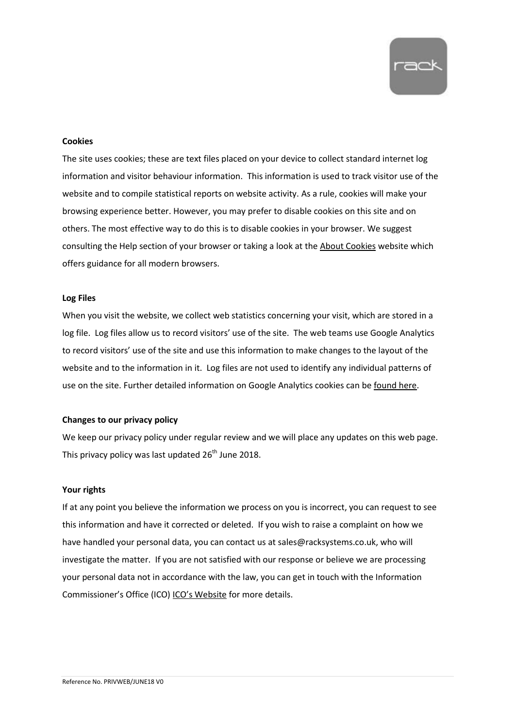**Cookies**

The site uses cookies; these are text files placed on your device to collect standard internet log information and visitor behaviour information. This information is used to track visitor use of the website and to compile statistical reports on website activity. As a rule, cookies will make your browsing experience better. However, you may prefer to disable cookies on this site and on others. The most effective way to do this is to disable cookies in your browser. We suggest consulting the Help section of your browser or taking a look at the About Cookies website which offers guidance for all modern browsers.

**Log Files**

When you visit the website, we collect web statistics concerning your visit, which are stored in a log file. Log files allow us to record visitors' use of the site. The web teams use Google Analytics to record visitors' use of the site and use this information to make changes to the layout of the website and to the information in it. Log files are not used to identify any individual patterns of use on the site. Further detailed information on Google Analytics cookies can be found here.

**Changes to our privacy policy**

We keep our privacy policy under regular review and we will place any updates on this web page. This privacy policy was last updated 26th June 2018.

**Your rights**

If at any point you believe the information we process on you is incorrect, you can request to see this information and have it corrected or deleted. If you wish to raise a complaint on how we have handled your personal data, you can contact us at sales@racksystems.co.uk, who will investigate the matter. If you are not satisfied with our response or believe we are processing your personal data not in accordance with the law, you can get in touch with the Information Commissioner's Office (ICO) ICO's Website for more details.

Reference No. PRIVWEB/JUNE18 V0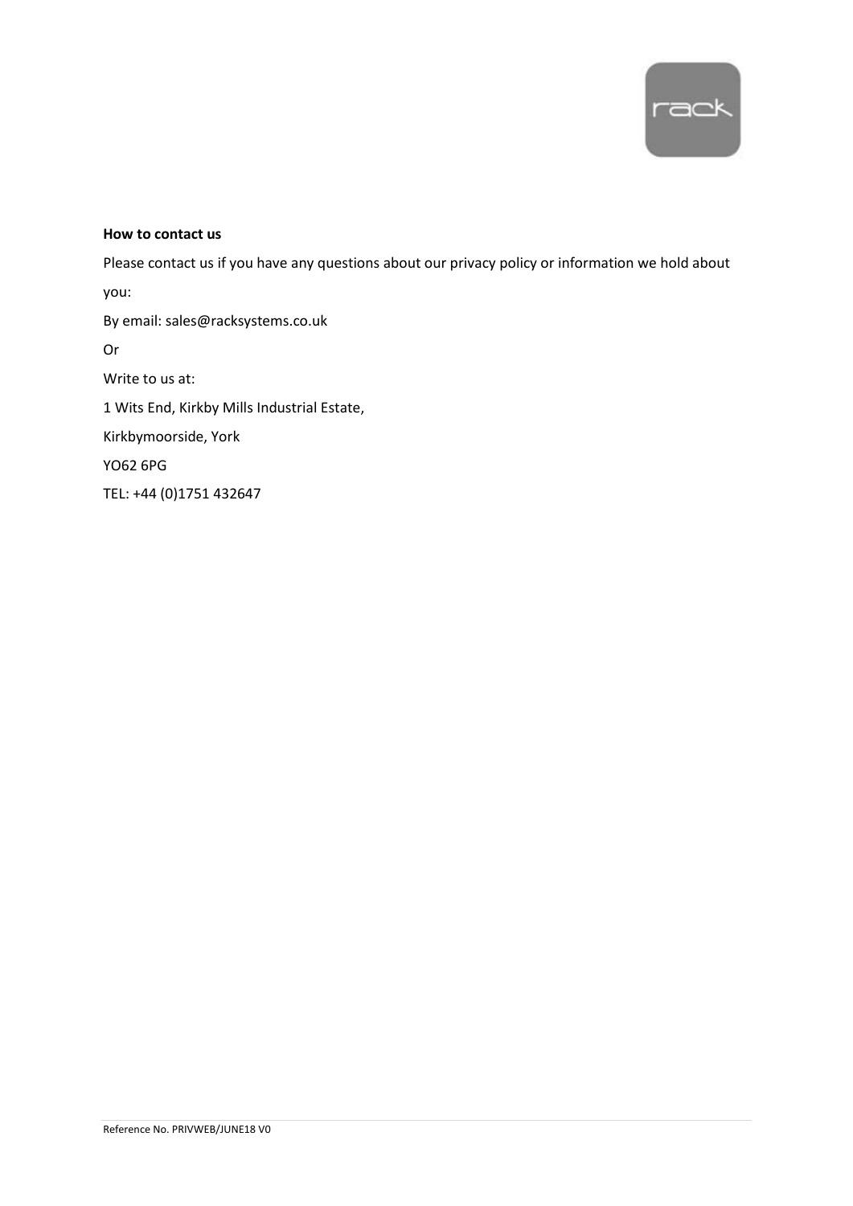**How to contact us**

Please contact us if you have any questions about our privacy policy or information we hold about you:

By email: sales@racksystems.co.uk

Or

Write to us at:

1 Wits End, Kirkby Mills Industrial Estate,

Kirkbymoorside, York

YO62 6PG

TEL: +44 (0)1751 432647

Reference No. PRIVWEB/JUNE18 V0